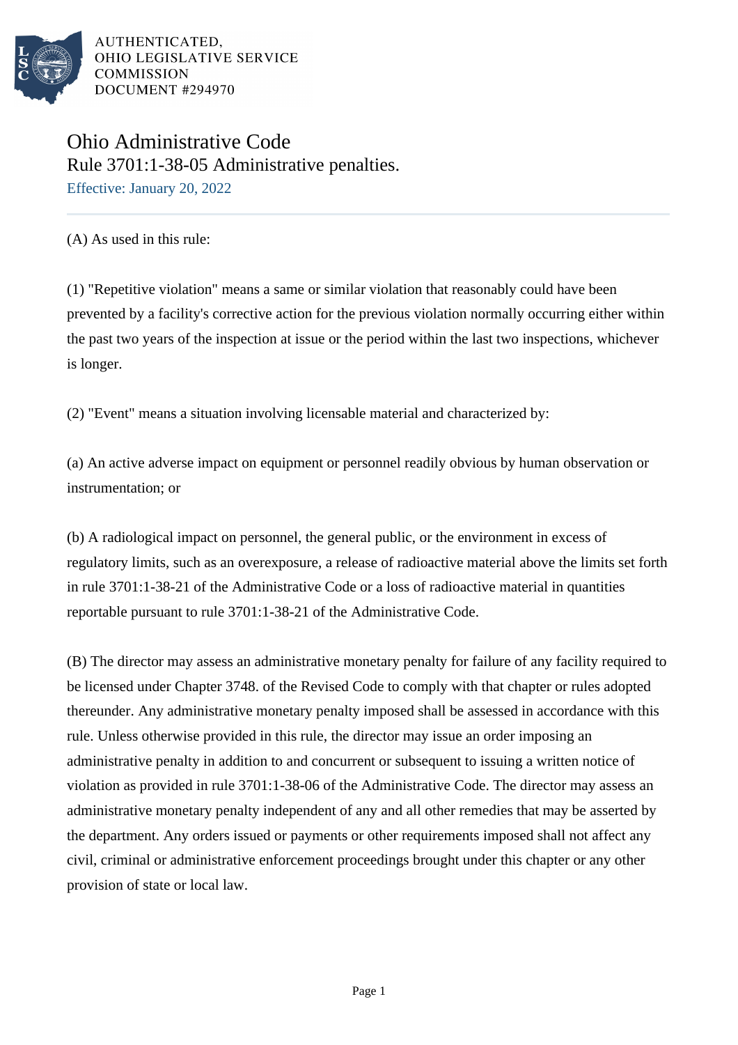AUTHENTICATED,
OHIO LEGISLATIVE SERVICE
COMMISSION
DOCUMENT #294970

# Ohio Administrative Code

## Rule 3701:1-38-05 Administrative penalties.

Effective: January 20, 2022

(A) As used in this rule:

(1) "Repetitive violation" means a same or similar violation that reasonably could have been prevented by a facility's corrective action for the previous violation normally occurring either within the past two years of the inspection at issue or the period within the last two inspections, whichever is longer.

(2) "Event" means a situation involving licensable material and characterized by:

(a) An active adverse impact on equipment or personnel readily obvious by human observation or instrumentation; or

(b) A radiological impact on personnel, the general public, or the environment in excess of regulatory limits, such as an overexposure, a release of radioactive material above the limits set forth in rule 3701:1-38-21 of the Administrative Code or a loss of radioactive material in quantities reportable pursuant to rule 3701:1-38-21 of the Administrative Code.

(B) The director may assess an administrative monetary penalty for failure of any facility required to be licensed under Chapter 3748. of the Revised Code to comply with that chapter or rules adopted thereunder. Any administrative monetary penalty imposed shall be assessed in accordance with this rule. Unless otherwise provided in this rule, the director may issue an order imposing an administrative penalty in addition to and concurrent or subsequent to issuing a written notice of violation as provided in rule 3701:1-38-06 of the Administrative Code. The director may assess an administrative monetary penalty independent of any and all other remedies that may be asserted by the department. Any orders issued or payments or other requirements imposed shall not affect any civil, criminal or administrative enforcement proceedings brought under this chapter or any other provision of state or local law.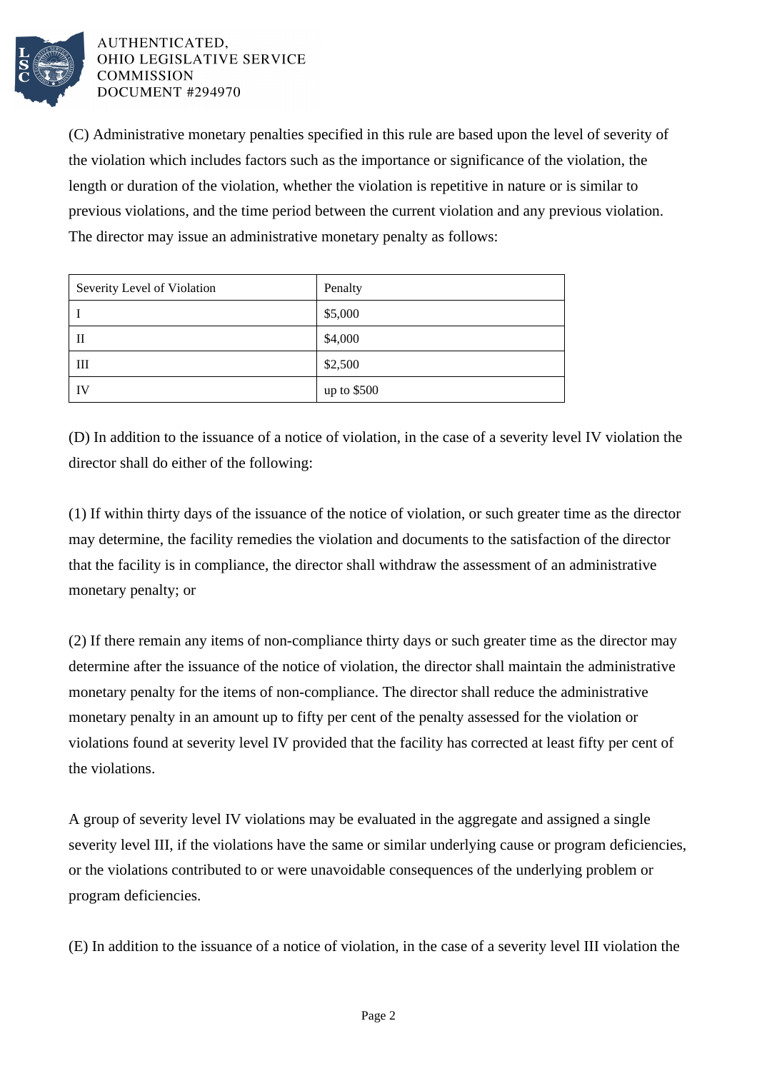(C) Administrative monetary penalties specified in this rule are based upon the level of severity of the violation which includes factors such as the importance or significance of the violation, the length or duration of the violation, whether the violation is repetitive in nature or is similar to previous violations, and the time period between the current violation and any previous violation. The director may issue an administrative monetary penalty as follows:

| Severity Level of Violation | Penalty |
| --- | --- |
| I | $5,000 |
| II | $4,000 |
| III | $2,500 |
| IV | up to $500 |

(D) In addition to the issuance of a notice of violation, in the case of a severity level IV violation the director shall do either of the following:

(1) If within thirty days of the issuance of the notice of violation, or such greater time as the director may determine, the facility remedies the violation and documents to the satisfaction of the director that the facility is in compliance, the director shall withdraw the assessment of an administrative monetary penalty; or

(2) If there remain any items of non-compliance thirty days or such greater time as the director may determine after the issuance of the notice of violation, the director shall maintain the administrative monetary penalty for the items of non-compliance. The director shall reduce the administrative monetary penalty in an amount up to fifty per cent of the penalty assessed for the violation or violations found at severity level IV provided that the facility has corrected at least fifty per cent of the violations.

A group of severity level IV violations may be evaluated in the aggregate and assigned a single severity level III, if the violations have the same or similar underlying cause or program deficiencies, or the violations contributed to or were unavoidable consequences of the underlying problem or program deficiencies.

(E) In addition to the issuance of a notice of violation, in the case of a severity level III violation the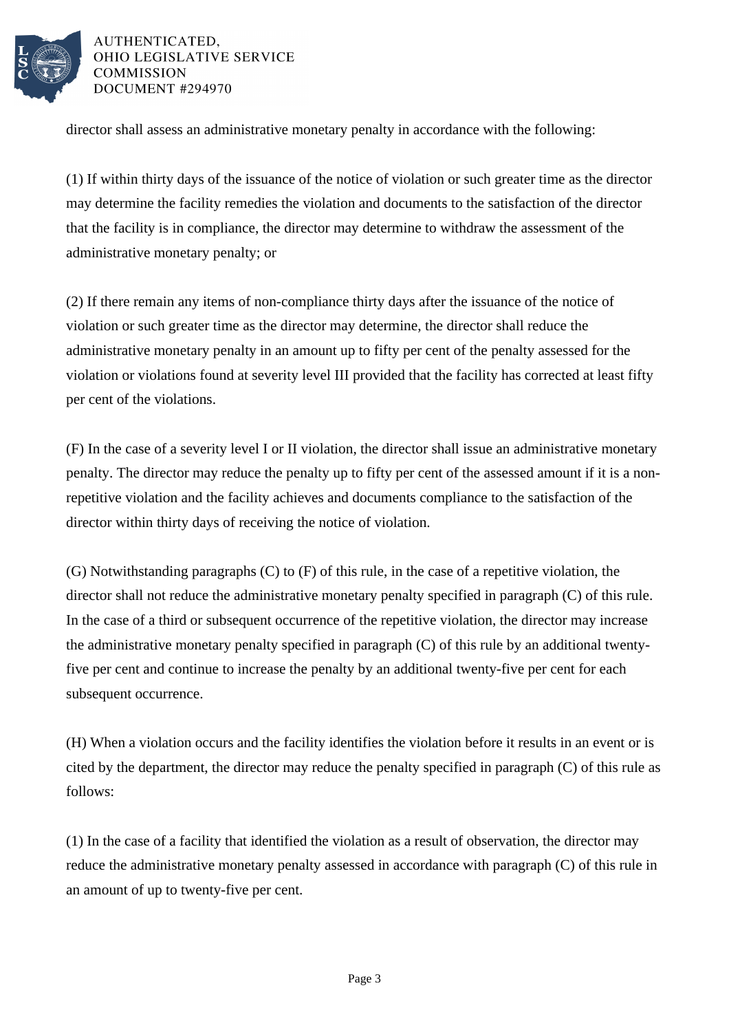director shall assess an administrative monetary penalty in accordance with the following:

(1) If within thirty days of the issuance of the notice of violation or such greater time as the director may determine the facility remedies the violation and documents to the satisfaction of the director that the facility is in compliance, the director may determine to withdraw the assessment of the administrative monetary penalty; or

(2) If there remain any items of non-compliance thirty days after the issuance of the notice of violation or such greater time as the director may determine, the director shall reduce the administrative monetary penalty in an amount up to fifty per cent of the penalty assessed for the violation or violations found at severity level III provided that the facility has corrected at least fifty per cent of the violations.

(F) In the case of a severity level I or II violation, the director shall issue an administrative monetary penalty. The director may reduce the penalty up to fifty per cent of the assessed amount if it is a non-repetitive violation and the facility achieves and documents compliance to the satisfaction of the director within thirty days of receiving the notice of violation.

(G) Notwithstanding paragraphs (C) to (F) of this rule, in the case of a repetitive violation, the director shall not reduce the administrative monetary penalty specified in paragraph (C) of this rule. In the case of a third or subsequent occurrence of the repetitive violation, the director may increase the administrative monetary penalty specified in paragraph (C) of this rule by an additional twenty-five per cent and continue to increase the penalty by an additional twenty-five per cent for each subsequent occurrence.

(H) When a violation occurs and the facility identifies the violation before it results in an event or is cited by the department, the director may reduce the penalty specified in paragraph (C) of this rule as follows:

(1) In the case of a facility that identified the violation as a result of observation, the director may reduce the administrative monetary penalty assessed in accordance with paragraph (C) of this rule in an amount of up to twenty-five per cent.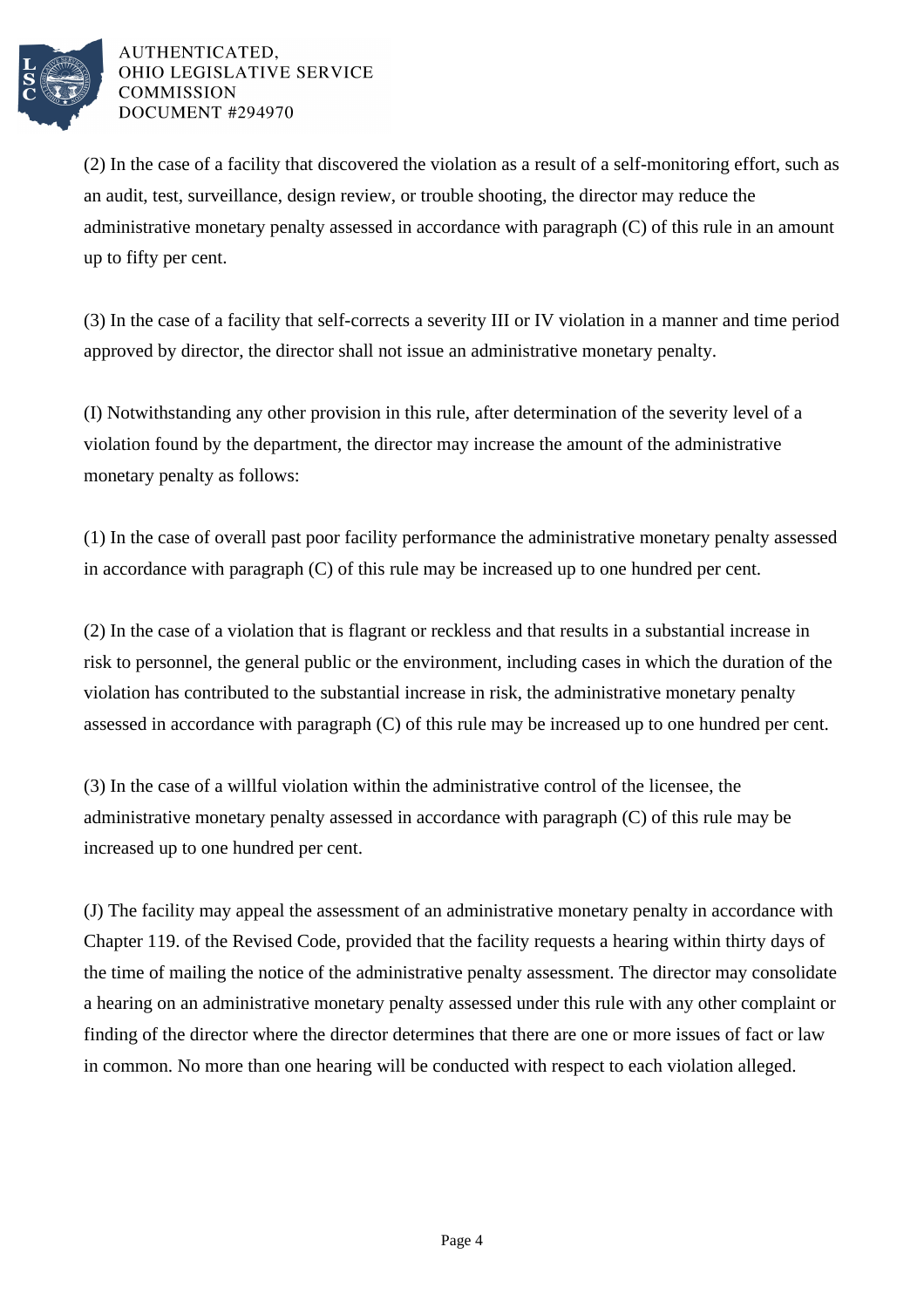(2) In the case of a facility that discovered the violation as a result of a self-monitoring effort, such as an audit, test, surveillance, design review, or trouble shooting, the director may reduce the administrative monetary penalty assessed in accordance with paragraph (C) of this rule in an amount up to fifty per cent.

(3) In the case of a facility that self-corrects a severity III or IV violation in a manner and time period approved by director, the director shall not issue an administrative monetary penalty.

(I) Notwithstanding any other provision in this rule, after determination of the severity level of a violation found by the department, the director may increase the amount of the administrative monetary penalty as follows:

(1) In the case of overall past poor facility performance the administrative monetary penalty assessed in accordance with paragraph (C) of this rule may be increased up to one hundred per cent.

(2) In the case of a violation that is flagrant or reckless and that results in a substantial increase in risk to personnel, the general public or the environment, including cases in which the duration of the violation has contributed to the substantial increase in risk, the administrative monetary penalty assessed in accordance with paragraph (C) of this rule may be increased up to one hundred per cent.

(3) In the case of a willful violation within the administrative control of the licensee, the administrative monetary penalty assessed in accordance with paragraph (C) of this rule may be increased up to one hundred per cent.

(J) The facility may appeal the assessment of an administrative monetary penalty in accordance with Chapter 119. of the Revised Code, provided that the facility requests a hearing within thirty days of the time of mailing the notice of the administrative penalty assessment. The director may consolidate a hearing on an administrative monetary penalty assessed under this rule with any other complaint or finding of the director where the director determines that there are one or more issues of fact or law in common. No more than one hearing will be conducted with respect to each violation alleged.